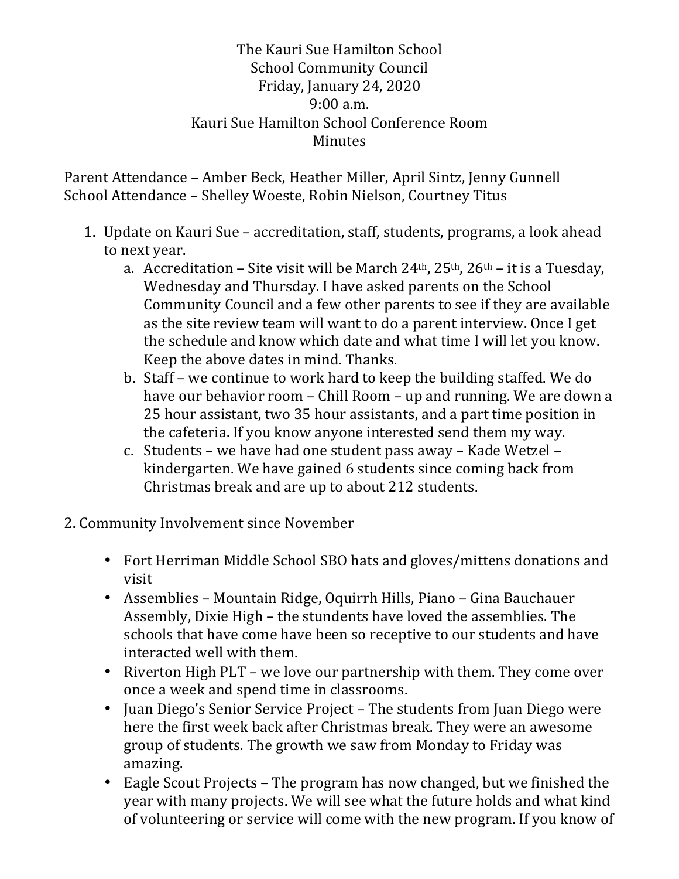The Kauri Sue Hamilton School
School Community Council
Friday, January 24, 2020
9:00 a.m.
Kauri Sue Hamilton School Conference Room
Minutes

Parent Attendance – Amber Beck, Heather Miller, April Sintz, Jenny Gunnell
School Attendance – Shelley Woeste, Robin Nielson, Courtney Titus

1. Update on Kauri Sue – accreditation, staff, students, programs, a look ahead to next year.
   a. Accreditation – Site visit will be March 24th, 25th, 26th – it is a Tuesday, Wednesday and Thursday. I have asked parents on the School Community Council and a few other parents to see if they are available as the site review team will want to do a parent interview. Once I get the schedule and know which date and what time I will let you know. Keep the above dates in mind. Thanks.
   b. Staff – we continue to work hard to keep the building staffed. We do have our behavior room – Chill Room – up and running. We are down a 25 hour assistant, two 35 hour assistants, and a part time position in the cafeteria. If you know anyone interested send them my way.
   c. Students – we have had one student pass away – Kade Wetzel – kindergarten. We have gained 6 students since coming back from Christmas break and are up to about 212 students.

2. Community Involvement since November

- Fort Herriman Middle School SBO hats and gloves/mittens donations and visit
- Assemblies – Mountain Ridge, Oquirrh Hills, Piano – Gina Bauchauer Assembly, Dixie High – the stundents have loved the assemblies. The schools that have come have been so receptive to our students and have interacted well with them.
- Riverton High PLT – we love our partnership with them. They come over once a week and spend time in classrooms.
- Juan Diego's Senior Service Project – The students from Juan Diego were here the first week back after Christmas break. They were an awesome group of students. The growth we saw from Monday to Friday was amazing.
- Eagle Scout Projects – The program has now changed, but we finished the year with many projects. We will see what the future holds and what kind of volunteering or service will come with the new program. If you know of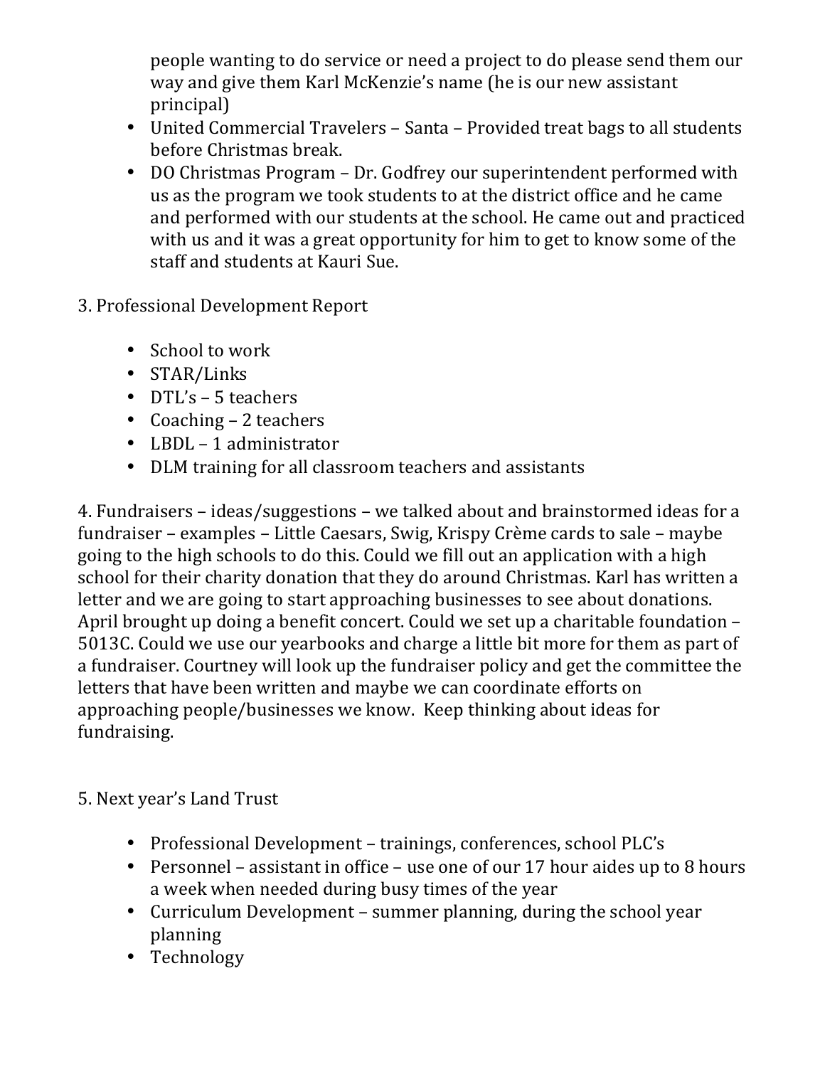people wanting to do service or need a project to do please send them our way and give them Karl McKenzie's name (he is our new assistant principal)

- United Commercial Travelers – Santa – Provided treat bags to all students before Christmas break.
- DO Christmas Program – Dr. Godfrey our superintendent performed with us as the program we took students to at the district office and he came and performed with our students at the school. He came out and practiced with us and it was a great opportunity for him to get to know some of the staff and students at Kauri Sue.

3. Professional Development Report

- School to work
- STAR/Links
- DTL's – 5 teachers
- Coaching – 2 teachers
- LBDL – 1 administrator
- DLM training for all classroom teachers and assistants

4. Fundraisers – ideas/suggestions – we talked about and brainstormed ideas for a fundraiser – examples – Little Caesars, Swig, Krispy Crème cards to sale – maybe going to the high schools to do this. Could we fill out an application with a high school for their charity donation that they do around Christmas. Karl has written a letter and we are going to start approaching businesses to see about donations. April brought up doing a benefit concert. Could we set up a charitable foundation – 5013C. Could we use our yearbooks and charge a little bit more for them as part of a fundraiser. Courtney will look up the fundraiser policy and get the committee the letters that have been written and maybe we can coordinate efforts on approaching people/businesses we know. Keep thinking about ideas for fundraising.

5. Next year's Land Trust

- Professional Development – trainings, conferences, school PLC's
- Personnel – assistant in office – use one of our 17 hour aides up to 8 hours a week when needed during busy times of the year
- Curriculum Development – summer planning, during the school year planning
- Technology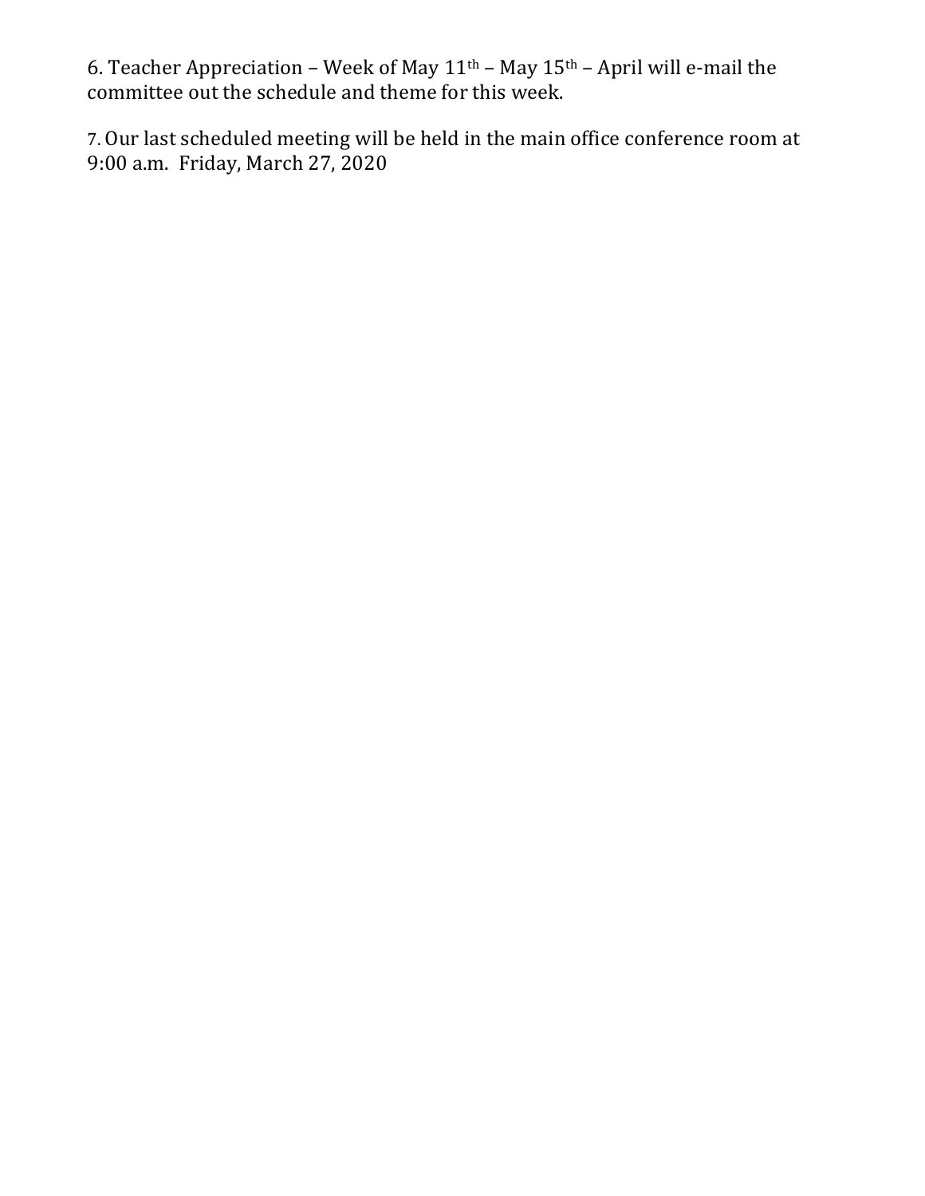6. Teacher Appreciation – Week of May 11th – May 15th – April will e-mail the committee out the schedule and theme for this week.

7. Our last scheduled meeting will be held in the main office conference room at 9:00 a.m. Friday, March 27, 2020